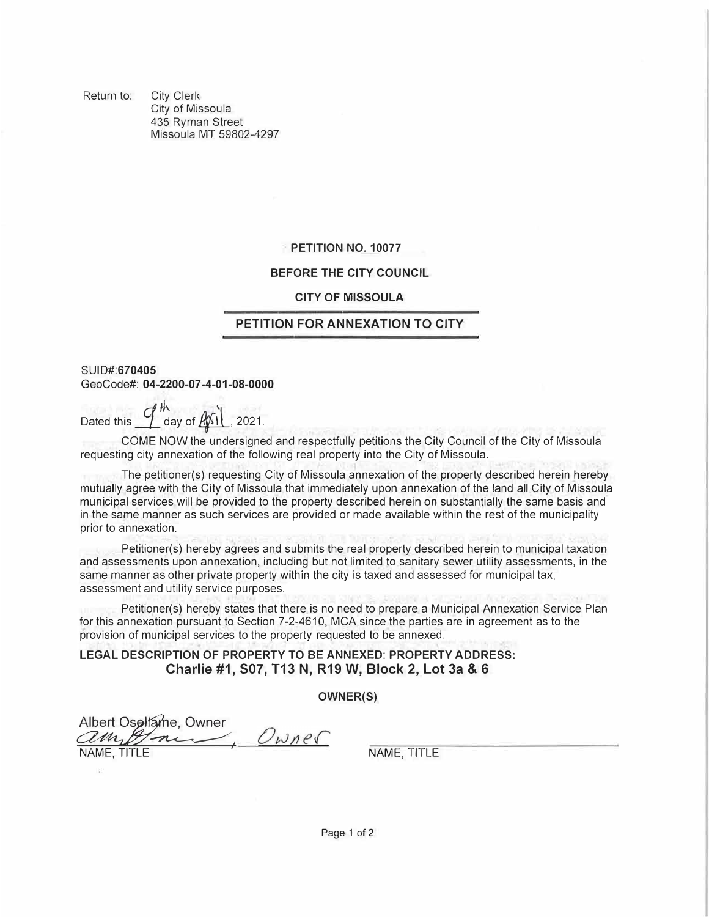Return to: City Clerk
City of Missoula
435 Ryman Street
Missoula MT 59802-4297

**PETITION NO. 10077**

**BEFORE THE CITY COUNCIL**

**CITY OF MISSOULA**

## PETITION FOR ANNEXATION TO CITY

SUID#: **670405**
GeoCode#: **04-2200-07-4-01-08-0000**

Dated this 9th day of April, 2021.

COME NOW the undersigned and respectfully petitions the City Council of the City of Missoula requesting city annexation of the following real property into the City of Missoula.

The petitioner(s) requesting City of Missoula annexation of the property described herein hereby mutually agree with the City of Missoula that immediately upon annexation of the land all City of Missoula municipal services will be provided to the property described herein on substantially the same basis and in the same manner as such services are provided or made available within the rest of the municipality prior to annexation.

Petitioner(s) hereby agrees and submits the real property described herein to municipal taxation and assessments upon annexation, including but not limited to sanitary sewer utility assessments, in the same manner as other private property within the city is taxed and assessed for municipal tax, assessment and utility service purposes.

Petitioner(s) hereby states that there is no need to prepare a Municipal Annexation Service Plan for this annexation pursuant to Section 7-2-4610, MCA since the parties are in agreement as to the provision of municipal services to the property requested to be annexed.

**LEGAL DESCRIPTION OF PROPERTY TO BE ANNEXED: PROPERTY ADDRESS:**
**Charlie #1, S07, T13 N, R19 W, Block 2, Lot 3a & 6**

**OWNER(S)**

Albert Osellame, Owner
[signature], Owner
NAME, TITLE

NAME, TITLE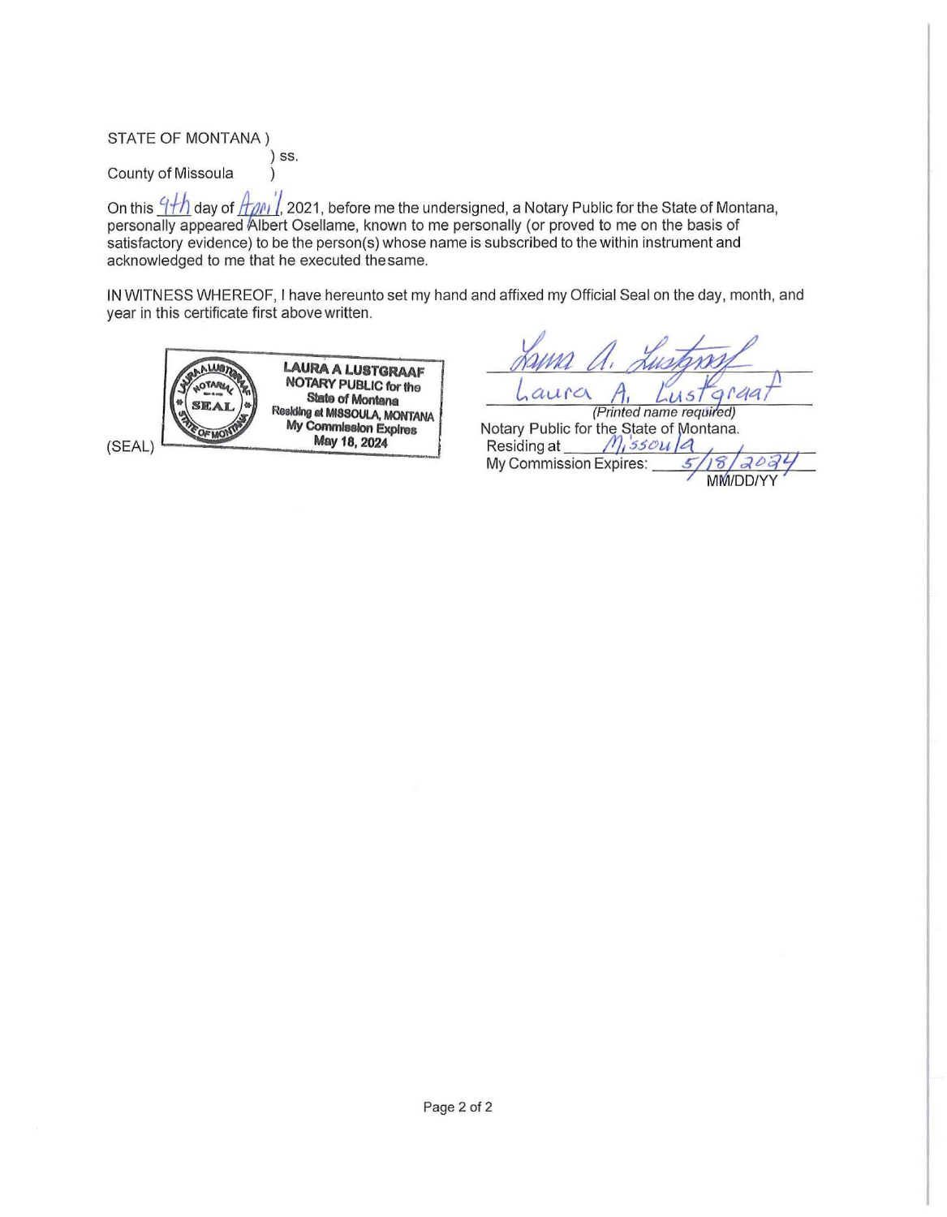STATE OF MONTANA )
) ss.
County of Missoula )

On this 9th day of April, 2021, before me the undersigned, a Notary Public for the State of Montana, personally appeared Albert Osellame, known to me personally (or proved to me on the basis of satisfactory evidence) to be the person(s) whose name is subscribed to the within instrument and acknowledged to me that he executed the same.

IN WITNESS WHEREOF, I have hereunto set my hand and affixed my Official Seal on the day, month, and year in this certificate first above written.

(SEAL)

LAURA A LUSTGRAAF
NOTARY PUBLIC for the
State of Montana
Residing at MISSOULA, MONTANA
My Commission Expires
May 18, 2024

Laura A. Lustgraaf
Laura A. Lustgraaf
*(Printed name required)*
Notary Public for the State of Montana.
Residing at Missoula
My Commission Expires: 5/18/2024
MM/DD/YY